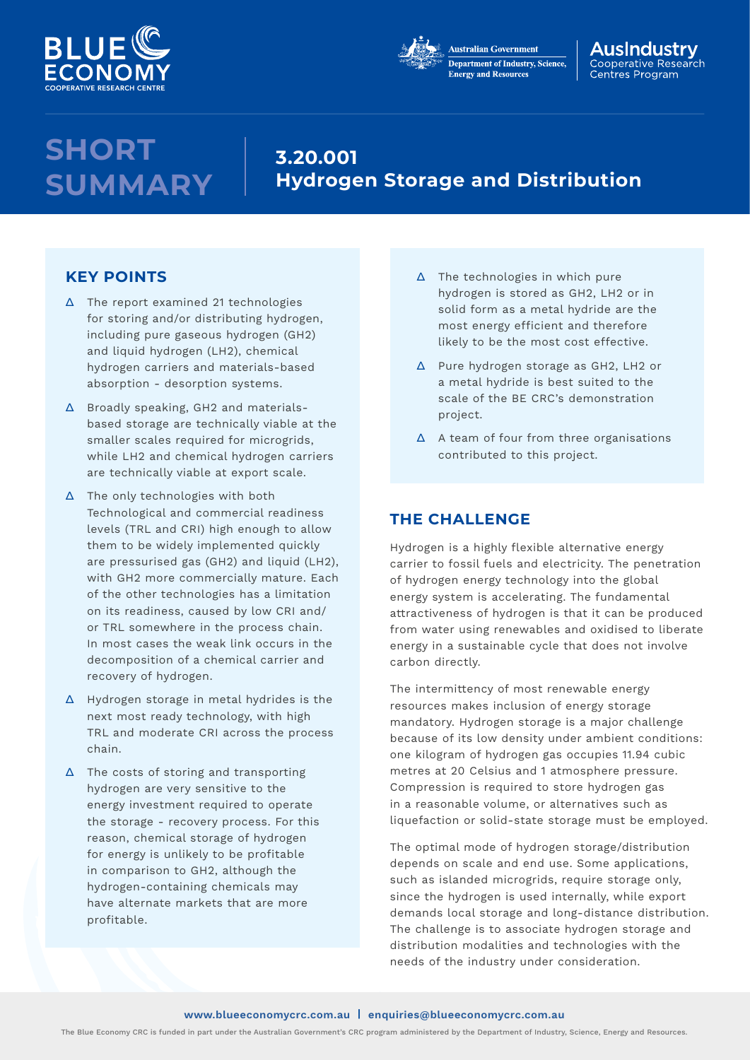# SHORT SUMMARY

## 3.20.001 Hydrogen Storage and Distribution

### KEY POINTS

- The report examined 21 technologies for storing and/or distributing hydrogen, including pure gaseous hydrogen (GH2) and liquid hydrogen (LH2), chemical hydrogen carriers and materials-based absorption - desorption systems.
- Broadly speaking, GH2 and materials-based storage are technically viable at the smaller scales required for microgrids, while LH2 and chemical hydrogen carriers are technically viable at export scale.
- The only technologies with both Technological and commercial readiness levels (TRL and CRI) high enough to allow them to be widely implemented quickly are pressurised gas (GH2) and liquid (LH2), with GH2 more commercially mature. Each of the other technologies has a limitation on its readiness, caused by low CRI and/or TRL somewhere in the process chain. In most cases the weak link occurs in the decomposition of a chemical carrier and recovery of hydrogen.
- Hydrogen storage in metal hydrides is the next most ready technology, with high TRL and moderate CRI across the process chain.
- The costs of storing and transporting hydrogen are very sensitive to the energy investment required to operate the storage - recovery process. For this reason, chemical storage of hydrogen for energy is unlikely to be profitable in comparison to GH2, although the hydrogen-containing chemicals may have alternate markets that are more profitable.
- The technologies in which pure hydrogen is stored as GH2, LH2 or in solid form as a metal hydride are the most energy efficient and therefore likely to be the most cost effective.
- Pure hydrogen storage as GH2, LH2 or a metal hydride is best suited to the scale of the BE CRC's demonstration project.
- A team of four from three organisations contributed to this project.

### THE CHALLENGE

Hydrogen is a highly flexible alternative energy carrier to fossil fuels and electricity. The penetration of hydrogen energy technology into the global energy system is accelerating. The fundamental attractiveness of hydrogen is that it can be produced from water using renewables and oxidised to liberate energy in a sustainable cycle that does not involve carbon directly.

The intermittency of most renewable energy resources makes inclusion of energy storage mandatory. Hydrogen storage is a major challenge because of its low density under ambient conditions: one kilogram of hydrogen gas occupies 11.94 cubic metres at 20 Celsius and 1 atmosphere pressure. Compression is required to store hydrogen gas in a reasonable volume, or alternatives such as liquefaction or solid-state storage must be employed.

The optimal mode of hydrogen storage/distribution depends on scale and end use. Some applications, such as islanded microgrids, require storage only, since the hydrogen is used internally, while export demands local storage and long-distance distribution. The challenge is to associate hydrogen storage and distribution modalities and technologies with the needs of the industry under consideration.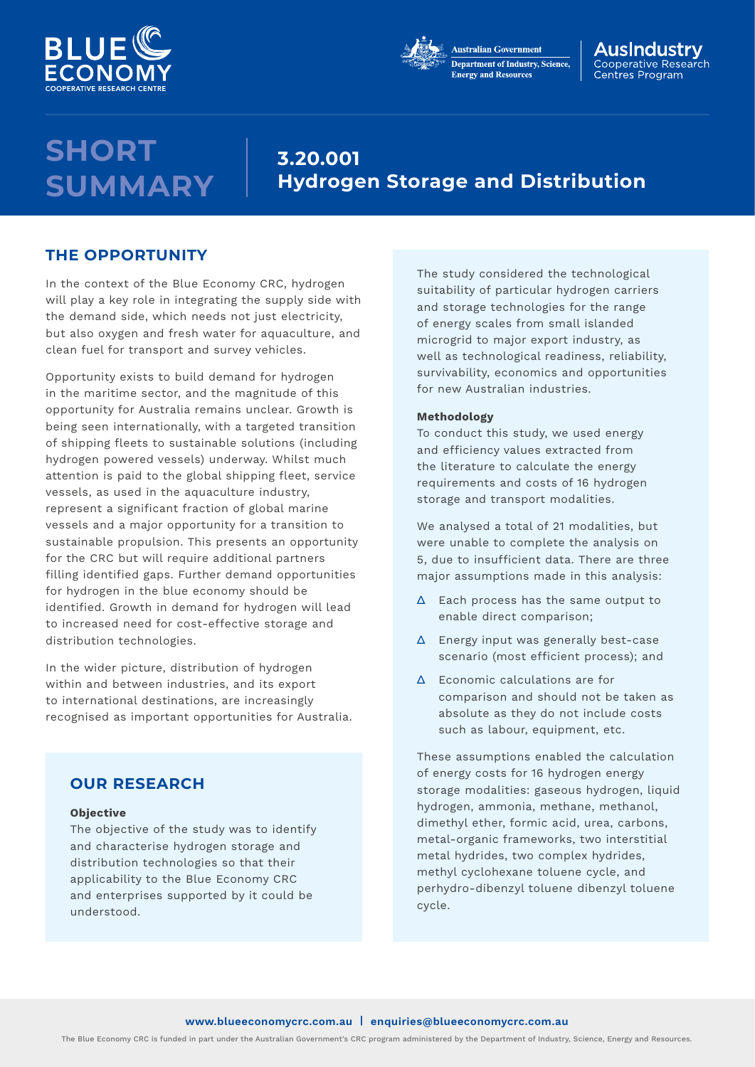# SHORT SUMMARY

## 3.20.001 Hydrogen Storage and Distribution

## THE OPPORTUNITY

In the context of the Blue Economy CRC, hydrogen will play a key role in integrating the supply side with the demand side, which needs not just electricity, but also oxygen and fresh water for aquaculture, and clean fuel for transport and survey vehicles.

Opportunity exists to build demand for hydrogen in the maritime sector, and the magnitude of this opportunity for Australia remains unclear. Growth is being seen internationally, with a targeted transition of shipping fleets to sustainable solutions (including hydrogen powered vessels) underway. Whilst much attention is paid to the global shipping fleet, service vessels, as used in the aquaculture industry, represent a significant fraction of global marine vessels and a major opportunity for a transition to sustainable propulsion. This presents an opportunity for the CRC but will require additional partners filling identified gaps. Further demand opportunities for hydrogen in the blue economy should be identified. Growth in demand for hydrogen will lead to increased need for cost-effective storage and distribution technologies.

In the wider picture, distribution of hydrogen within and between industries, and its export to international destinations, are increasingly recognised as important opportunities for Australia.

## OUR RESEARCH

**Objective**

The objective of the study was to identify and characterise hydrogen storage and distribution technologies so that their applicability to the Blue Economy CRC and enterprises supported by it could be understood.

The study considered the technological suitability of particular hydrogen carriers and storage technologies for the range of energy scales from small islanded microgrid to major export industry, as well as technological readiness, reliability, survivability, economics and opportunities for new Australian industries.

**Methodology**

To conduct this study, we used energy and efficiency values extracted from the literature to calculate the energy requirements and costs of 16 hydrogen storage and transport modalities.

We analysed a total of 21 modalities, but were unable to complete the analysis on 5, due to insufficient data. There are three major assumptions made in this analysis:

- Each process has the same output to enable direct comparison;
- Energy input was generally best-case scenario (most efficient process); and
- Economic calculations are for comparison and should not be taken as absolute as they do not include costs such as labour, equipment, etc.

These assumptions enabled the calculation of energy costs for 16 hydrogen energy storage modalities: gaseous hydrogen, liquid hydrogen, ammonia, methane, methanol, dimethyl ether, formic acid, urea, carbons, metal-organic frameworks, two interstitial metal hydrides, two complex hydrides, methyl cyclohexane toluene cycle, and perhydro-dibenzyl toluene dibenzyl toluene cycle.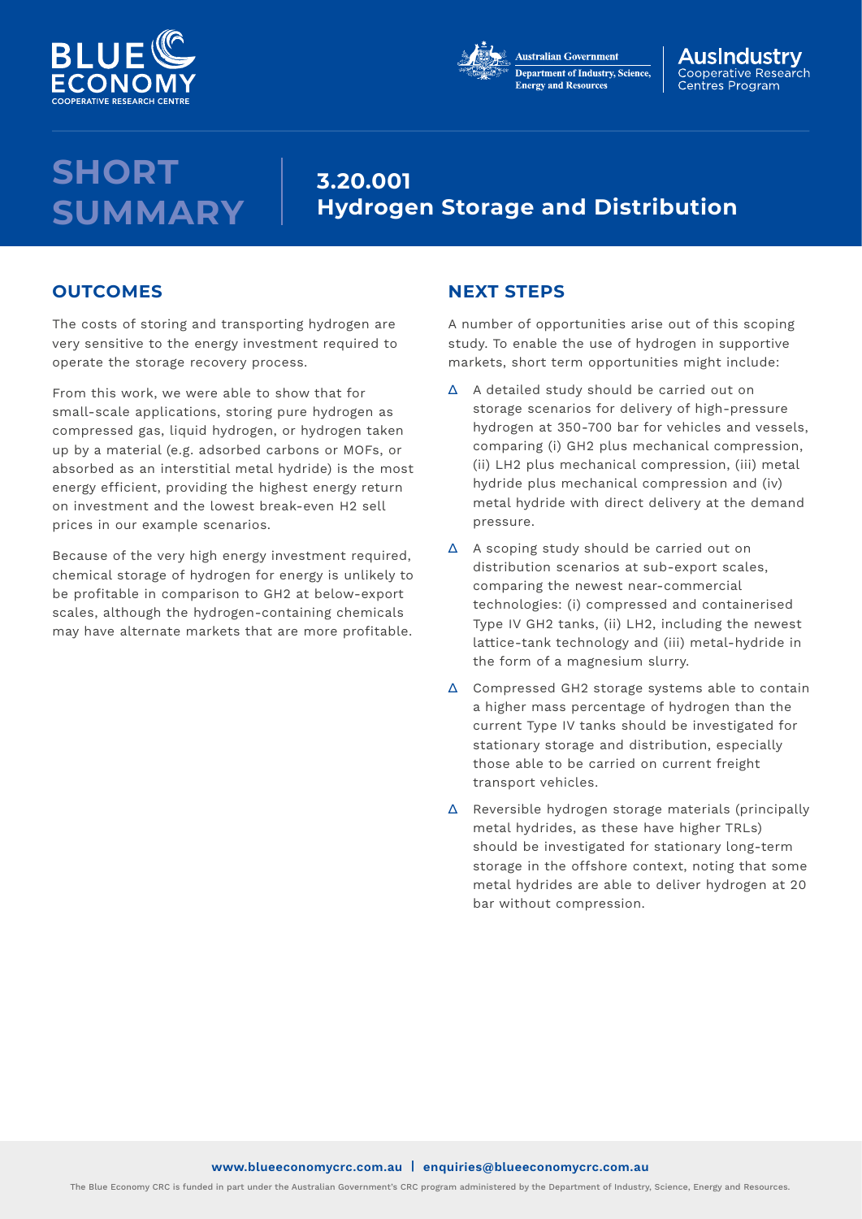# SHORT SUMMARY

## 3.20.001 Hydrogen Storage and Distribution

## OUTCOMES

The costs of storing and transporting hydrogen are very sensitive to the energy investment required to operate the storage recovery process.

From this work, we were able to show that for small-scale applications, storing pure hydrogen as compressed gas, liquid hydrogen, or hydrogen taken up by a material (e.g. adsorbed carbons or MOFs, or absorbed as an interstitial metal hydride) is the most energy efficient, providing the highest energy return on investment and the lowest break-even H2 sell prices in our example scenarios.

Because of the very high energy investment required, chemical storage of hydrogen for energy is unlikely to be profitable in comparison to GH2 at below-export scales, although the hydrogen-containing chemicals may have alternate markets that are more profitable.

## NEXT STEPS

A number of opportunities arise out of this scoping study. To enable the use of hydrogen in supportive markets, short term opportunities might include:

- A detailed study should be carried out on storage scenarios for delivery of high-pressure hydrogen at 350-700 bar for vehicles and vessels, comparing (i) GH2 plus mechanical compression, (ii) LH2 plus mechanical compression, (iii) metal hydride plus mechanical compression and (iv) metal hydride with direct delivery at the demand pressure.
- A scoping study should be carried out on distribution scenarios at sub-export scales, comparing the newest near-commercial technologies: (i) compressed and containerised Type IV GH2 tanks, (ii) LH2, including the newest lattice-tank technology and (iii) metal-hydride in the form of a magnesium slurry.
- Compressed GH2 storage systems able to contain a higher mass percentage of hydrogen than the current Type IV tanks should be investigated for stationary storage and distribution, especially those able to be carried on current freight transport vehicles.
- Reversible hydrogen storage materials (principally metal hydrides, as these have higher TRLs) should be investigated for stationary long-term storage in the offshore context, noting that some metal hydrides are able to deliver hydrogen at 20 bar without compression.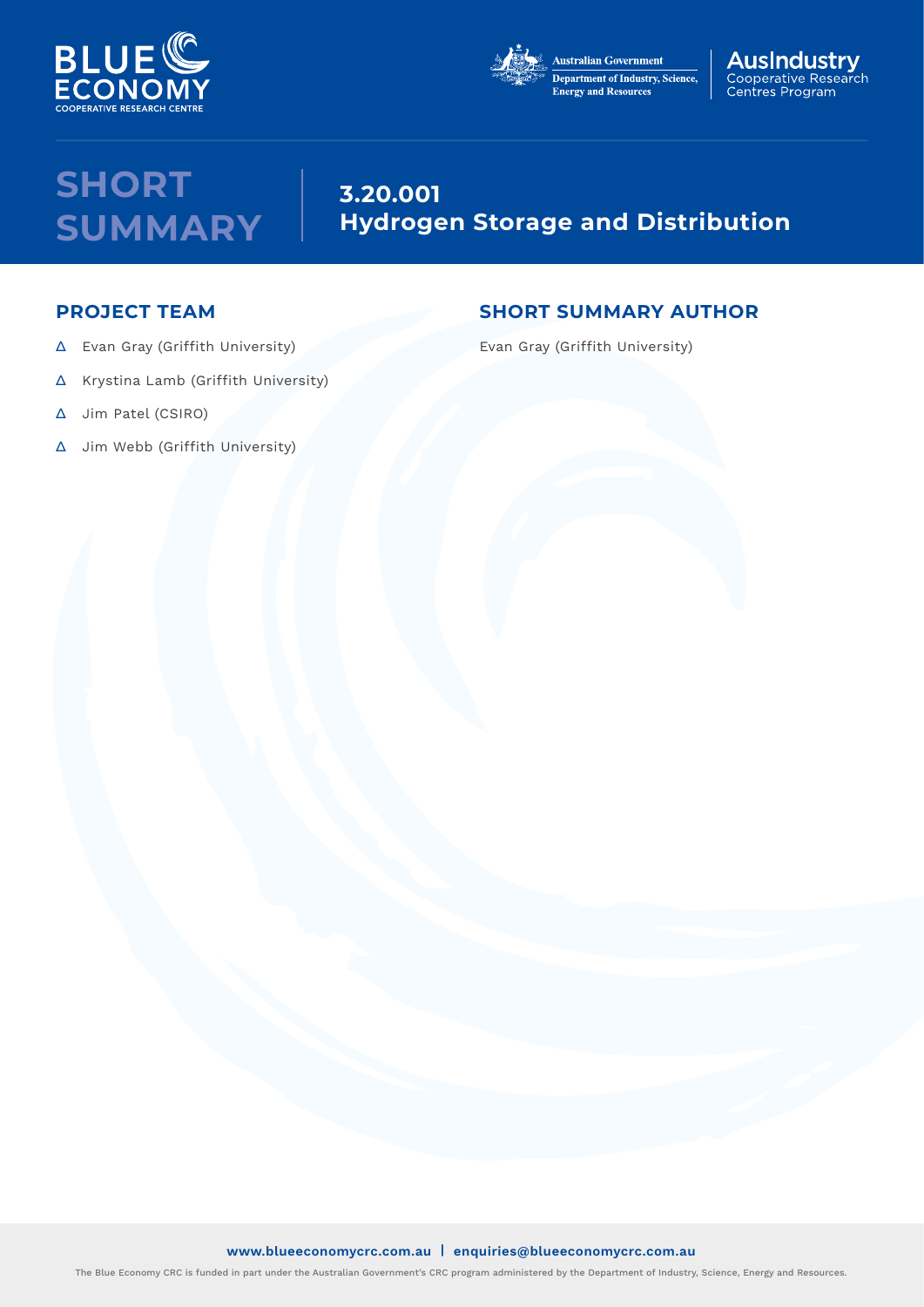# SHORT SUMMARY

## 3.20.001 Hydrogen Storage and Distribution

### PROJECT TEAM

- Evan Gray (Griffith University)
- Krystina Lamb (Griffith University)
- Jim Patel (CSIRO)
- Jim Webb (Griffith University)

### SHORT SUMMARY AUTHOR

Evan Gray (Griffith University)

www.blueeconomycrc.com.au | enquiries@blueeconomycrc.com.au

The Blue Economy CRC is funded in part under the Australian Government's CRC program administered by the Department of Industry, Science, Energy and Resources.